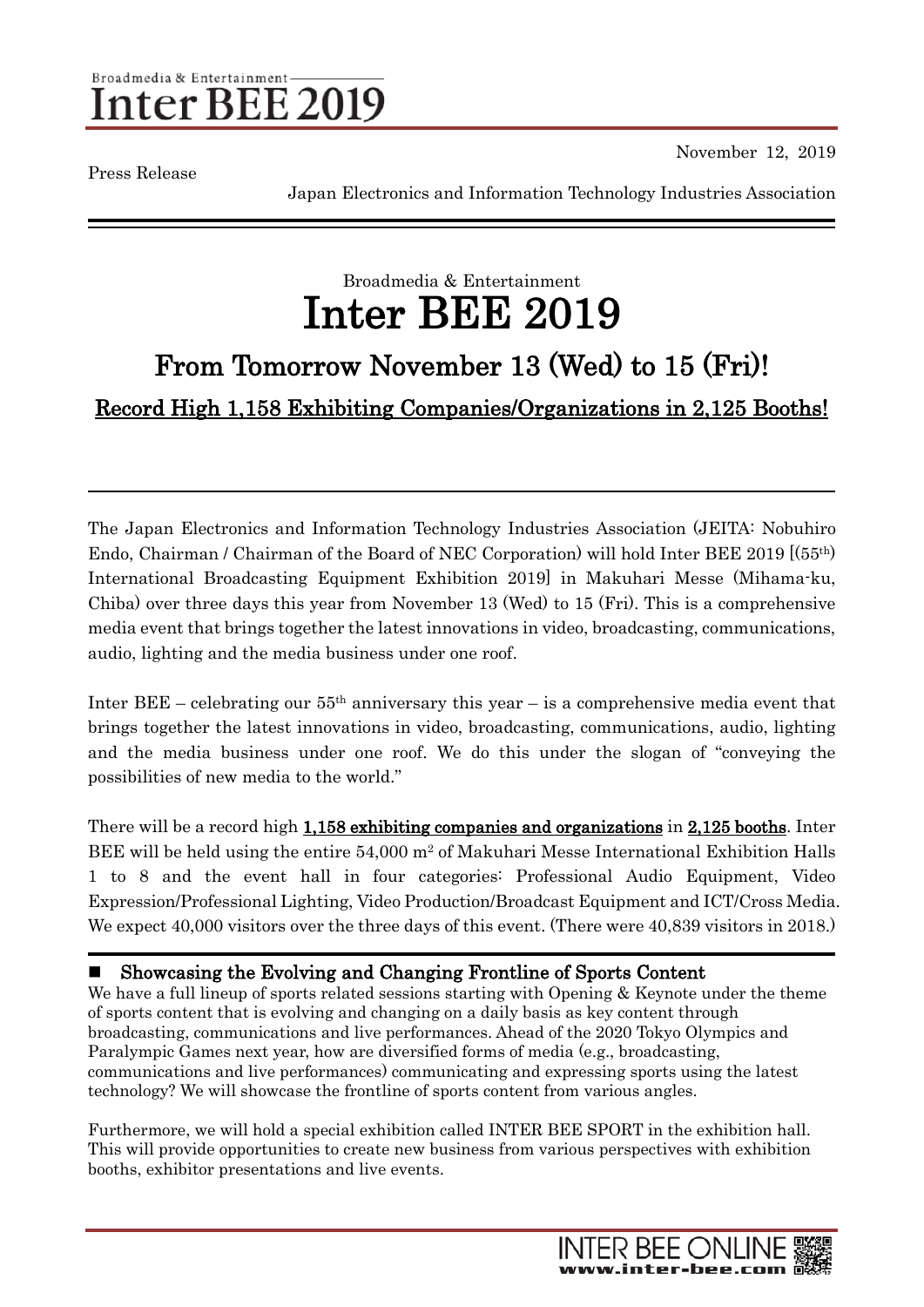Press Release

November 12, 2019

Japan Electronics and Information Technology Industries Association

Broadmedia & Entertainment

# Inter BEE 2019

## From Tomorrow November 13 (Wed) to 15 (Fri)!

**Record High 1,158 Exhibiting Companies/Organizations in 2,125 Booths!**

The Japan Electronics and Information Technology Industries Association (JEITA: Nobuhiro Endo, Chairman / Chairman of the Board of NEC Corporation) will hold Inter BEE 2019 [(55th) International Broadcasting Equipment Exhibition 2019] in Makuhari Messe (Mihama-ku, Chiba) over three days this year from November 13 (Wed) to 15 (Fri). This is a comprehensive media event that brings together the latest innovations in video, broadcasting, communications, audio, lighting and the media business under one roof.

Inter BEE – celebrating our 55th anniversary this year – is a comprehensive media event that brings together the latest innovations in video, broadcasting, communications, audio, lighting and the media business under one roof. We do this under the slogan of "conveying the possibilities of new media to the world."

There will be a record high **1,158 exhibiting companies and organizations** in **2,125 booths**. Inter BEE will be held using the entire 54,000 $m^2$ of Makuhari Messe International Exhibition Halls 1 to 8 and the event hall in four categories: Professional Audio Equipment, Video Expression/Professional Lighting, Video Production/Broadcast Equipment and ICT/Cross Media. We expect 40,000 visitors over the three days of this event. (There were 40,839 visitors in 2018.)

### Showcasing the Evolving and Changing Frontline of Sports Content

We have a full lineup of sports related sessions starting with Opening & Keynote under the theme of sports content that is evolving and changing on a daily basis as key content through broadcasting, communications and live performances. Ahead of the 2020 Tokyo Olympics and Paralympic Games next year, how are diversified forms of media (e.g., broadcasting, communications and live performances) communicating and expressing sports using the latest technology? We will showcase the frontline of sports content from various angles.

Furthermore, we will hold a special exhibition called INTER BEE SPORT in the exhibition hall. This will provide opportunities to create new business from various perspectives with exhibition booths, exhibitor presentations and live events.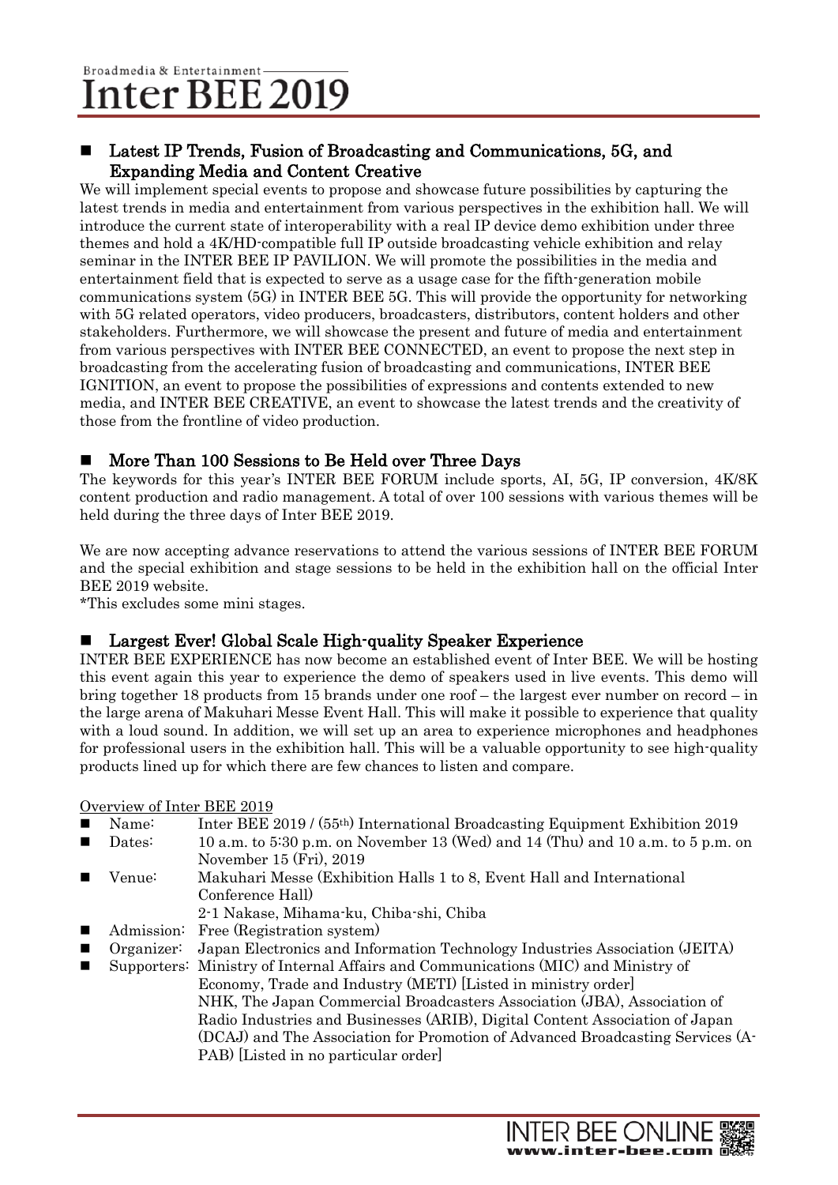## Latest IP Trends, Fusion of Broadcasting and Communications, 5G, and Expanding Media and Content Creative

We will implement special events to propose and showcase future possibilities by capturing the latest trends in media and entertainment from various perspectives in the exhibition hall. We will introduce the current state of interoperability with a real IP device demo exhibition under three themes and hold a 4K/HD-compatible full IP outside broadcasting vehicle exhibition and relay seminar in the INTER BEE IP PAVILION. We will promote the possibilities in the media and entertainment field that is expected to serve as a usage case for the fifth-generation mobile communications system (5G) in INTER BEE 5G. This will provide the opportunity for networking with 5G related operators, video producers, broadcasters, distributors, content holders and other stakeholders. Furthermore, we will showcase the present and future of media and entertainment from various perspectives with INTER BEE CONNECTED, an event to propose the next step in broadcasting from the accelerating fusion of broadcasting and communications, INTER BEE IGNITION, an event to propose the possibilities of expressions and contents extended to new media, and INTER BEE CREATIVE, an event to showcase the latest trends and the creativity of those from the frontline of video production.

## More Than 100 Sessions to Be Held over Three Days

The keywords for this year's INTER BEE FORUM include sports, AI, 5G, IP conversion, 4K/8K content production and radio management. A total of over 100 sessions with various themes will be held during the three days of Inter BEE 2019.

We are now accepting advance reservations to attend the various sessions of INTER BEE FORUM and the special exhibition and stage sessions to be held in the exhibition hall on the official Inter BEE 2019 website.

*This excludes some mini stages.

## Largest Ever! Global Scale High-quality Speaker Experience

INTER BEE EXPERIENCE has now become an established event of Inter BEE. We will be hosting this event again this year to experience the demo of speakers used in live events. This demo will bring together 18 products from 15 brands under one roof – the largest ever number on record – in the large arena of Makuhari Messe Event Hall. This will make it possible to experience that quality with a loud sound. In addition, we will set up an area to experience microphones and headphones for professional users in the exhibition hall. This will be a valuable opportunity to see high-quality products lined up for which there are few chances to listen and compare.

Overview of Inter BEE 2019

- Name: Inter BEE 2019 / (55th) International Broadcasting Equipment Exhibition 2019
- Dates: 10 a.m. to 5:30 p.m. on November 13 (Wed) and 14 (Thu) and 10 a.m. to 5 p.m. on November 15 (Fri), 2019
- Venue: Makuhari Messe (Exhibition Halls 1 to 8, Event Hall and International Conference Hall)
  2-1 Nakase, Mihama-ku, Chiba-shi, Chiba
- Admission: Free (Registration system)
- Organizer: Japan Electronics and Information Technology Industries Association (JEITA)
- Supporters: Ministry of Internal Affairs and Communications (MIC) and Ministry of Economy, Trade and Industry (METI) [Listed in ministry order]
  NHK, The Japan Commercial Broadcasters Association (JBA), Association of Radio Industries and Businesses (ARIB), Digital Content Association of Japan (DCAJ) and The Association for Promotion of Advanced Broadcasting Services (A-PAB) [Listed in no particular order]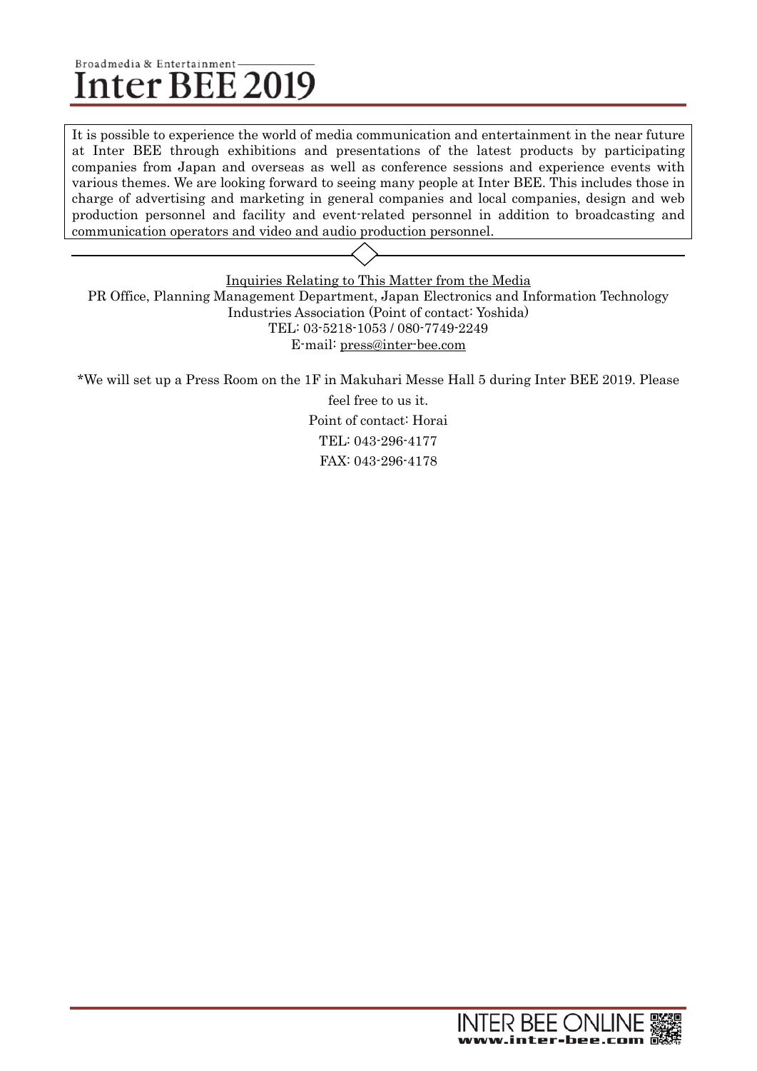It is possible to experience the world of media communication and entertainment in the near future at Inter BEE through exhibitions and presentations of the latest products by participating companies from Japan and overseas as well as conference sessions and experience events with various themes. We are looking forward to seeing many people at Inter BEE. This includes those in charge of advertising and marketing in general companies and local companies, design and web production personnel and facility and event-related personnel in addition to broadcasting and communication operators and video and audio production personnel.

---

Inquiries Relating to This Matter from the Media

PR Office, Planning Management Department, Japan Electronics and Information Technology Industries Association (Point of contact: Yoshida)
TEL: 03-5218-1053 / 080-7749-2249
E-mail: press@inter-bee.com

*We will set up a Press Room on the 1F in Makuhari Messe Hall 5 during Inter BEE 2019. Please feel free to us it.
Point of contact: Horai
TEL: 043-296-4177
FAX: 043-296-4178